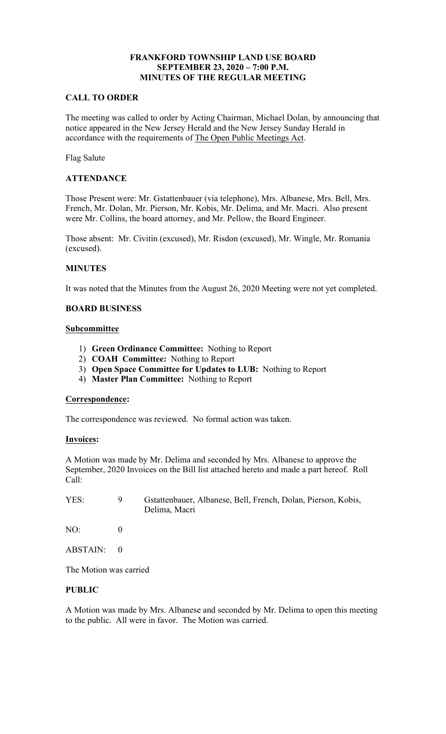# FRANKFORD TOWNSHIP LAND USE BOARD
## SEPTEMBER 23, 2020 – 7:00 P.M.
## MINUTES OF THE REGULAR MEETING

### CALL TO ORDER

The meeting was called to order by Acting Chairman, Michael Dolan, by announcing that notice appeared in the New Jersey Herald and the New Jersey Sunday Herald in accordance with the requirements of The Open Public Meetings Act.

Flag Salute

### ATTENDANCE

Those Present were: Mr. Gstattenbauer (via telephone), Mrs. Albanese, Mrs. Bell, Mrs. French, Mr. Dolan, Mr. Pierson, Mr. Kobis, Mr. Delima, and Mr. Macri. Also present were Mr. Collins, the board attorney, and Mr. Pellow, the Board Engineer.

Those absent: Mr. Civitin (excused), Mr. Risdon (excused), Mr. Wingle, Mr. Romania (excused).

### MINUTES

It was noted that the Minutes from the August 26, 2020 Meeting were not yet completed.

### BOARD BUSINESS

#### Subcommittee

1) **Green Ordinance Committee:** Nothing to Report
2) **COAH Committee:** Nothing to Report
3) **Open Space Committee for Updates to LUB:** Nothing to Report
4) **Master Plan Committee:** Nothing to Report

#### Correspondence:

The correspondence was reviewed. No formal action was taken.

#### Invoices:

A Motion was made by Mr. Delima and seconded by Mrs. Albanese to approve the September, 2020 Invoices on the Bill list attached hereto and made a part hereof. Roll Call:

YES: 9 Gstattenbauer, Albanese, Bell, French, Dolan, Pierson, Kobis, Delima, Macri

NO: 0

ABSTAIN: 0

The Motion was carried

### PUBLIC

A Motion was made by Mrs. Albanese and seconded by Mr. Delima to open this meeting to the public. All were in favor. The Motion was carried.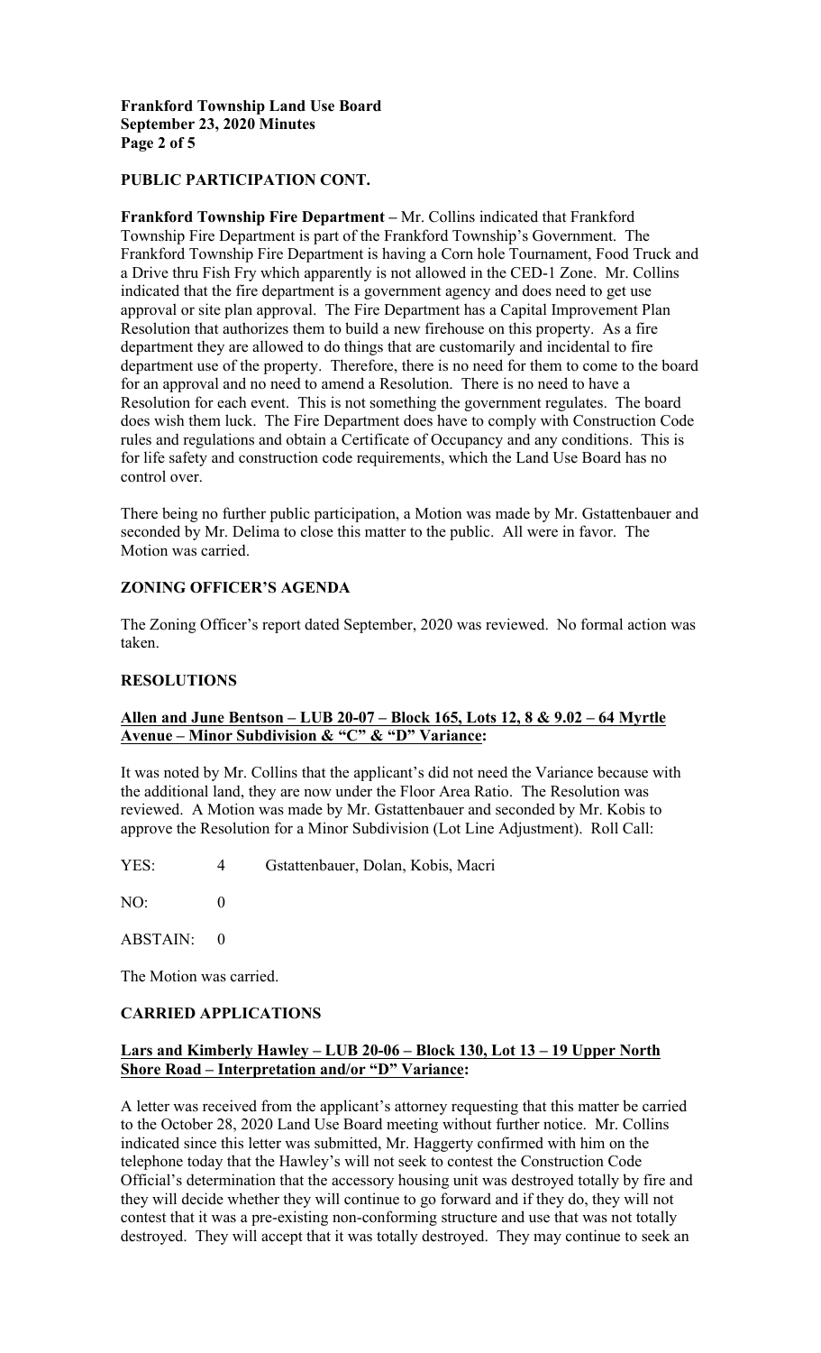## PUBLIC PARTICIPATION CONT.

**Frankford Township Fire Department –** Mr. Collins indicated that Frankford Township Fire Department is part of the Frankford Township's Government. The Frankford Township Fire Department is having a Corn hole Tournament, Food Truck and a Drive thru Fish Fry which apparently is not allowed in the CED-1 Zone. Mr. Collins indicated that the fire department is a government agency and does need to get use approval or site plan approval. The Fire Department has a Capital Improvement Plan Resolution that authorizes them to build a new firehouse on this property. As a fire department they are allowed to do things that are customarily and incidental to fire department use of the property. Therefore, there is no need for them to come to the board for an approval and no need to amend a Resolution. There is no need to have a Resolution for each event. This is not something the government regulates. The board does wish them luck. The Fire Department does have to comply with Construction Code rules and regulations and obtain a Certificate of Occupancy and any conditions. This is for life safety and construction code requirements, which the Land Use Board has no control over.

There being no further public participation, a Motion was made by Mr. Gstattenbauer and seconded by Mr. Delima to close this matter to the public. All were in favor. The Motion was carried.

## ZONING OFFICER'S AGENDA

The Zoning Officer's report dated September, 2020 was reviewed. No formal action was taken.

## RESOLUTIONS

**Allen and June Bentson – LUB 20-07 – Block 165, Lots 12, 8 & 9.02 – 64 Myrtle Avenue – Minor Subdivision & "C" & "D" Variance:**

It was noted by Mr. Collins that the applicant's did not need the Variance because with the additional land, they are now under the Floor Area Ratio. The Resolution was reviewed. A Motion was made by Mr. Gstattenbauer and seconded by Mr. Kobis to approve the Resolution for a Minor Subdivision (Lot Line Adjustment). Roll Call:

YES: 4 Gstattenbauer, Dolan, Kobis, Macri

NO: 0

ABSTAIN: 0

The Motion was carried.

## CARRIED APPLICATIONS

**Lars and Kimberly Hawley – LUB 20-06 – Block 130, Lot 13 – 19 Upper North Shore Road – Interpretation and/or "D" Variance:**

A letter was received from the applicant's attorney requesting that this matter be carried to the October 28, 2020 Land Use Board meeting without further notice. Mr. Collins indicated since this letter was submitted, Mr. Haggerty confirmed with him on the telephone today that the Hawley's will not seek to contest the Construction Code Official's determination that the accessory housing unit was destroyed totally by fire and they will decide whether they will continue to go forward and if they do, they will not contest that it was a pre-existing non-conforming structure and use that was not totally destroyed. They will accept that it was totally destroyed. They may continue to seek an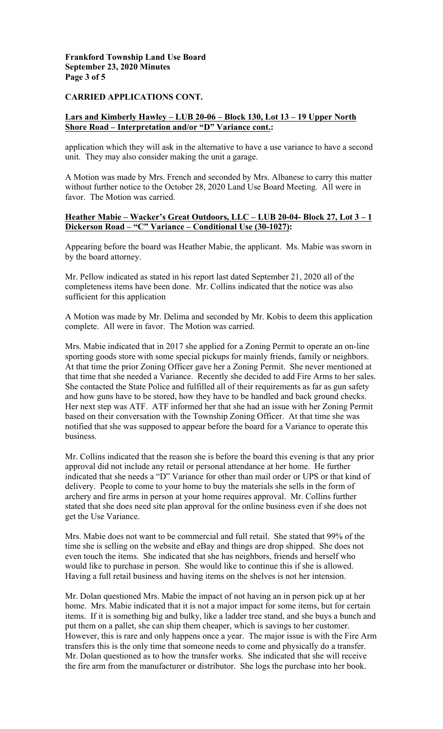**CARRIED APPLICATIONS CONT.**

**Lars and Kimberly Hawley – LUB 20-06 – Block 130, Lot 13 – 19 Upper North Shore Road – Interpretation and/or "D" Variance cont.:**

application which they will ask in the alternative to have a use variance to have a second unit. They may also consider making the unit a garage.

A Motion was made by Mrs. French and seconded by Mrs. Albanese to carry this matter without further notice to the October 28, 2020 Land Use Board Meeting. All were in favor. The Motion was carried.

**Heather Mabie – Wacker's Great Outdoors, LLC – LUB 20-04- Block 27, Lot 3 – 1 Dickerson Road – "C" Variance – Conditional Use (30-1027):**

Appearing before the board was Heather Mabie, the applicant. Ms. Mabie was sworn in by the board attorney.

Mr. Pellow indicated as stated in his report last dated September 21, 2020 all of the completeness items have been done. Mr. Collins indicated that the notice was also sufficient for this application

A Motion was made by Mr. Delima and seconded by Mr. Kobis to deem this application complete. All were in favor. The Motion was carried.

Mrs. Mabie indicated that in 2017 she applied for a Zoning Permit to operate an on-line sporting goods store with some special pickups for mainly friends, family or neighbors. At that time the prior Zoning Officer gave her a Zoning Permit. She never mentioned at that time that she needed a Variance. Recently she decided to add Fire Arms to her sales. She contacted the State Police and fulfilled all of their requirements as far as gun safety and how guns have to be stored, how they have to be handled and back ground checks. Her next step was ATF. ATF informed her that she had an issue with her Zoning Permit based on their conversation with the Township Zoning Officer. At that time she was notified that she was supposed to appear before the board for a Variance to operate this business.

Mr. Collins indicated that the reason she is before the board this evening is that any prior approval did not include any retail or personal attendance at her home. He further indicated that she needs a "D" Variance for other than mail order or UPS or that kind of delivery. People to come to your home to buy the materials she sells in the form of archery and fire arms in person at your home requires approval. Mr. Collins further stated that she does need site plan approval for the online business even if she does not get the Use Variance.

Mrs. Mabie does not want to be commercial and full retail. She stated that 99% of the time she is selling on the website and eBay and things are drop shipped. She does not even touch the items. She indicated that she has neighbors, friends and herself who would like to purchase in person. She would like to continue this if she is allowed. Having a full retail business and having items on the shelves is not her intension.

Mr. Dolan questioned Mrs. Mabie the impact of not having an in person pick up at her home. Mrs. Mabie indicated that it is not a major impact for some items, but for certain items. If it is something big and bulky, like a ladder tree stand, and she buys a bunch and put them on a pallet, she can ship them cheaper, which is savings to her customer. However, this is rare and only happens once a year. The major issue is with the Fire Arm transfers this is the only time that someone needs to come and physically do a transfer. Mr. Dolan questioned as to how the transfer works. She indicated that she will receive the fire arm from the manufacturer or distributor. She logs the purchase into her book.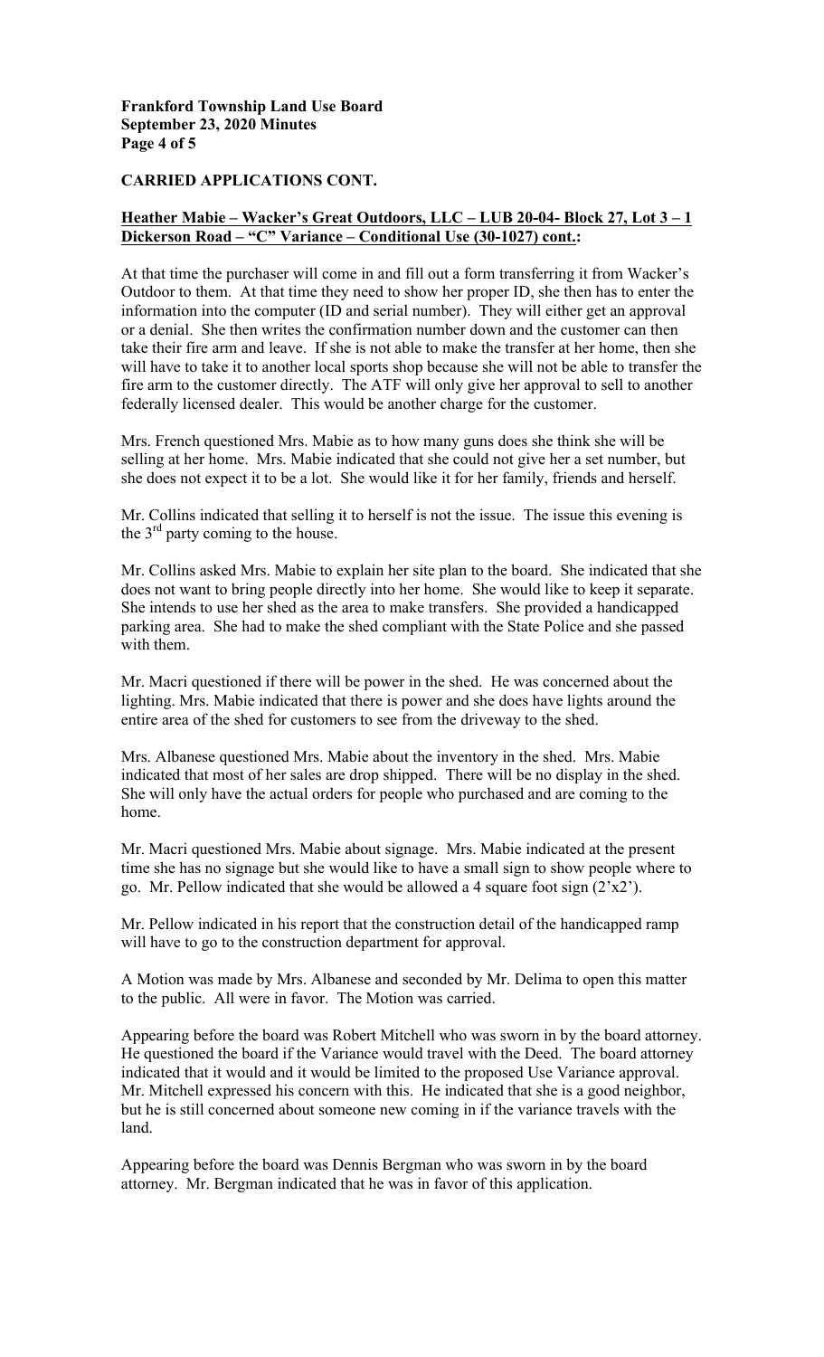**CARRIED APPLICATIONS CONT.**

**Heather Mabie – Wacker's Great Outdoors, LLC – LUB 20-04- Block 27, Lot 3 – 1 Dickerson Road – "C" Variance – Conditional Use (30-1027) cont.:**

At that time the purchaser will come in and fill out a form transferring it from Wacker's Outdoor to them. At that time they need to show her proper ID, she then has to enter the information into the computer (ID and serial number). They will either get an approval or a denial. She then writes the confirmation number down and the customer can then take their fire arm and leave. If she is not able to make the transfer at her home, then she will have to take it to another local sports shop because she will not be able to transfer the fire arm to the customer directly. The ATF will only give her approval to sell to another federally licensed dealer. This would be another charge for the customer.

Mrs. French questioned Mrs. Mabie as to how many guns does she think she will be selling at her home. Mrs. Mabie indicated that she could not give her a set number, but she does not expect it to be a lot. She would like it for her family, friends and herself.

Mr. Collins indicated that selling it to herself is not the issue. The issue this evening is the 3rd party coming to the house.

Mr. Collins asked Mrs. Mabie to explain her site plan to the board. She indicated that she does not want to bring people directly into her home. She would like to keep it separate. She intends to use her shed as the area to make transfers. She provided a handicapped parking area. She had to make the shed compliant with the State Police and she passed with them.

Mr. Macri questioned if there will be power in the shed. He was concerned about the lighting. Mrs. Mabie indicated that there is power and she does have lights around the entire area of the shed for customers to see from the driveway to the shed.

Mrs. Albanese questioned Mrs. Mabie about the inventory in the shed. Mrs. Mabie indicated that most of her sales are drop shipped. There will be no display in the shed. She will only have the actual orders for people who purchased and are coming to the home.

Mr. Macri questioned Mrs. Mabie about signage. Mrs. Mabie indicated at the present time she has no signage but she would like to have a small sign to show people where to go. Mr. Pellow indicated that she would be allowed a 4 square foot sign (2'x2').

Mr. Pellow indicated in his report that the construction detail of the handicapped ramp will have to go to the construction department for approval.

A Motion was made by Mrs. Albanese and seconded by Mr. Delima to open this matter to the public. All were in favor. The Motion was carried.

Appearing before the board was Robert Mitchell who was sworn in by the board attorney. He questioned the board if the Variance would travel with the Deed. The board attorney indicated that it would and it would be limited to the proposed Use Variance approval. Mr. Mitchell expressed his concern with this. He indicated that she is a good neighbor, but he is still concerned about someone new coming in if the variance travels with the land.

Appearing before the board was Dennis Bergman who was sworn in by the board attorney. Mr. Bergman indicated that he was in favor of this application.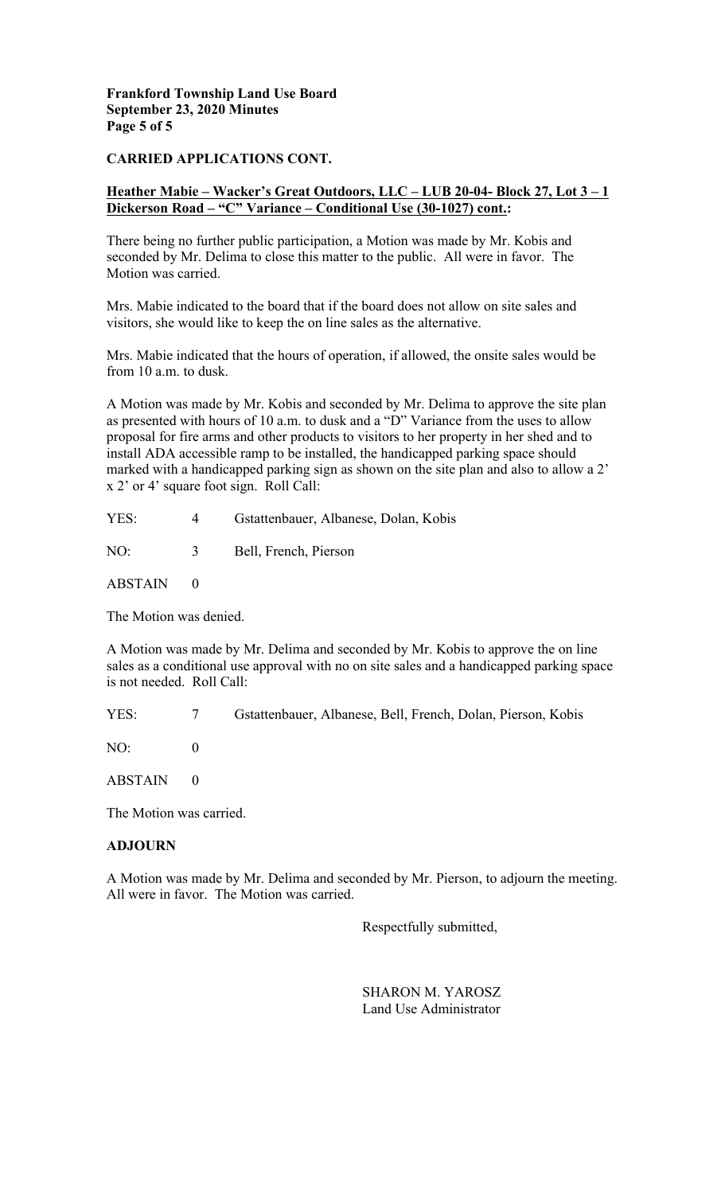**CARRIED APPLICATIONS CONT.**

**Heather Mabie – Wacker's Great Outdoors, LLC – LUB 20-04- Block 27, Lot 3 – 1 Dickerson Road – "C" Variance – Conditional Use (30-1027) cont.:**

There being no further public participation, a Motion was made by Mr. Kobis and seconded by Mr. Delima to close this matter to the public. All were in favor. The Motion was carried.

Mrs. Mabie indicated to the board that if the board does not allow on site sales and visitors, she would like to keep the on line sales as the alternative.

Mrs. Mabie indicated that the hours of operation, if allowed, the onsite sales would be from 10 a.m. to dusk.

A Motion was made by Mr. Kobis and seconded by Mr. Delima to approve the site plan as presented with hours of 10 a.m. to dusk and a "D" Variance from the uses to allow proposal for fire arms and other products to visitors to her property in her shed and to install ADA accessible ramp to be installed, the handicapped parking space should marked with a handicapped parking sign as shown on the site plan and also to allow a 2' x 2' or 4' square foot sign. Roll Call:

| | | |
|---|---|---|
| YES: | 4 | Gstattenbauer, Albanese, Dolan, Kobis |
| NO: | 3 | Bell, French, Pierson |
| ABSTAIN | 0 | |

The Motion was denied.

A Motion was made by Mr. Delima and seconded by Mr. Kobis to approve the on line sales as a conditional use approval with no on site sales and a handicapped parking space is not needed. Roll Call:

| | | |
|---|---|---|
| YES: | 7 | Gstattenbauer, Albanese, Bell, French, Dolan, Pierson, Kobis |
| NO: | 0 | |
| ABSTAIN | 0 | |

The Motion was carried.

**ADJOURN**

A Motion was made by Mr. Delima and seconded by Mr. Pierson, to adjourn the meeting. All were in favor. The Motion was carried.

Respectfully submitted,

SHARON M. YAROSZ
Land Use Administrator